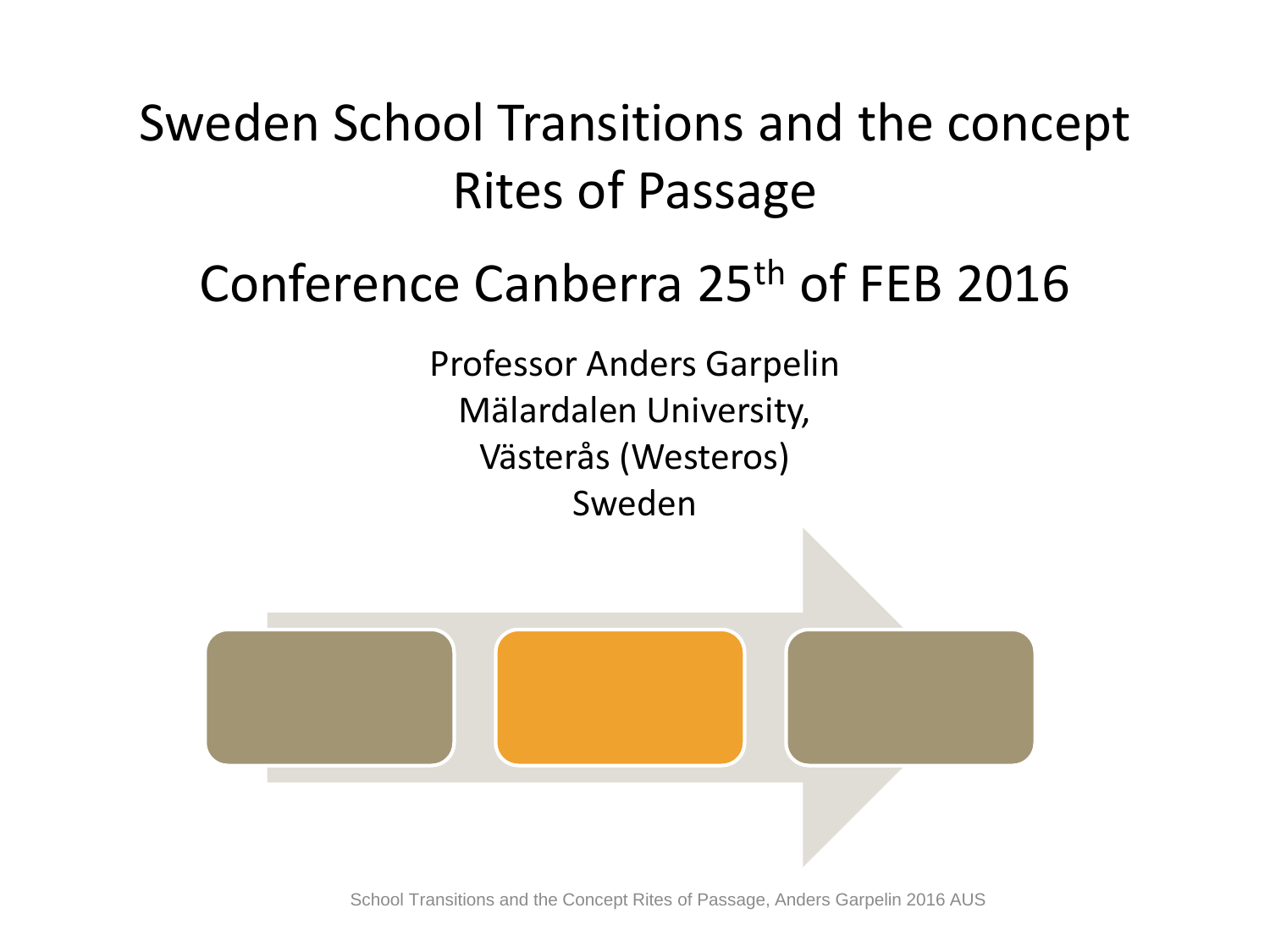# Sweden School Transitions and the concept Rites of Passage

## Conference Canberra 25th of FEB 2016

Professor Anders Garpelin
Mälardalen University,
Västerås (Westeros)
Sweden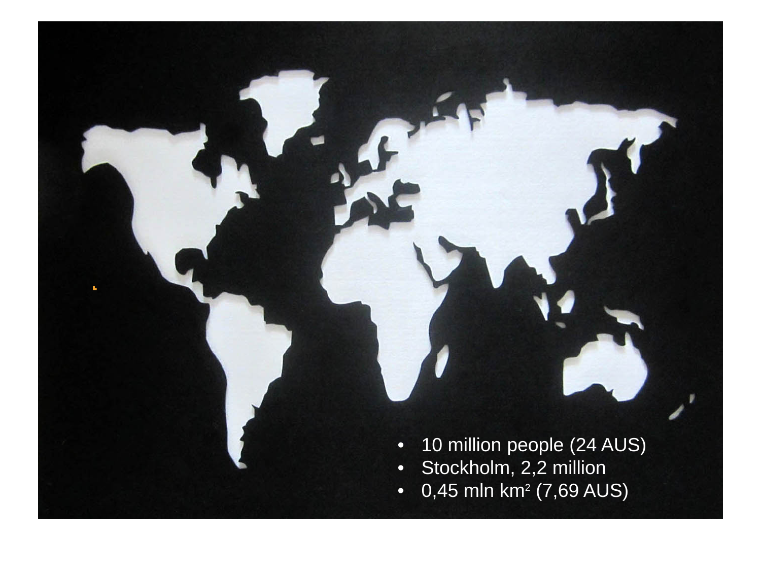- 10 million people (24 AUS)
- Stockholm, 2,2 million
- 0,45 mln km$^2$ (7,69 AUS)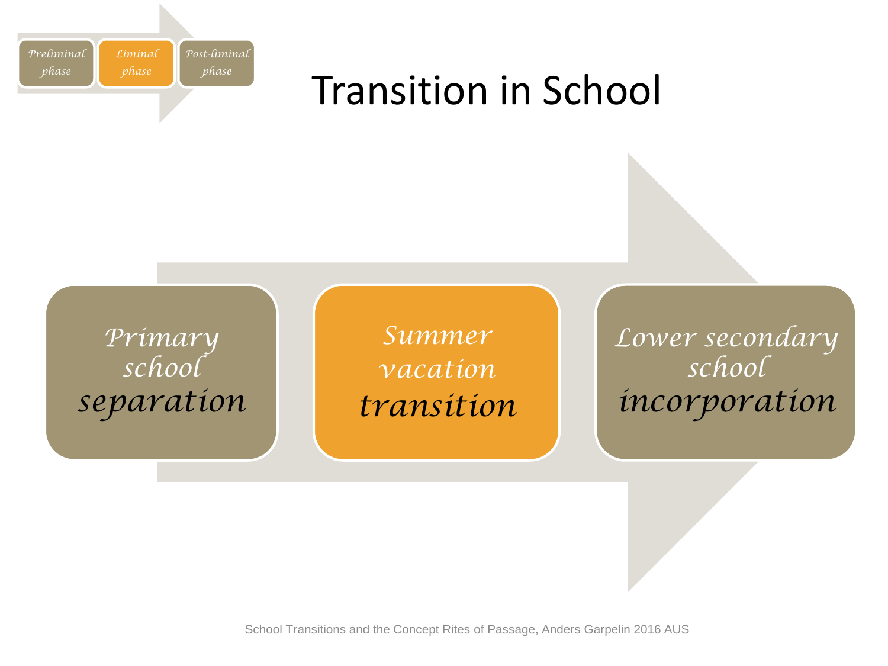*Preliminal phase* | *Liminal phase* | *Post-liminal phase*

# Transition in School

*Primary school*
*separation*

*Summer vacation*
*transition*

*Lower secondary school*
*incorporation*

School Transitions and the Concept Rites of Passage, Anders Garpelin 2016 AUS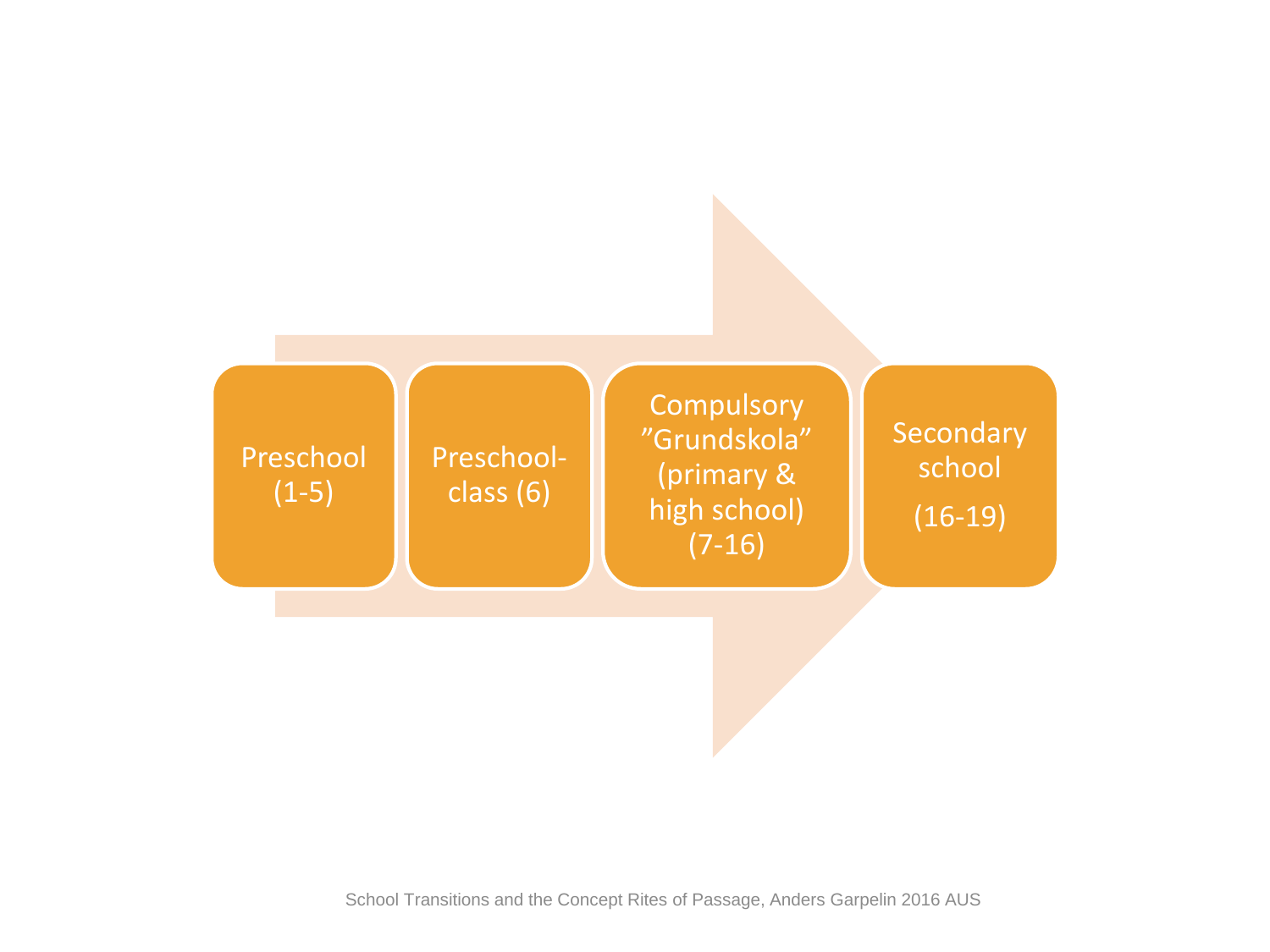Preschool (1-5)

Preschool-class (6)

Compulsory ”Grundskola” (primary & high school) (7-16)

Secondary school (16-19)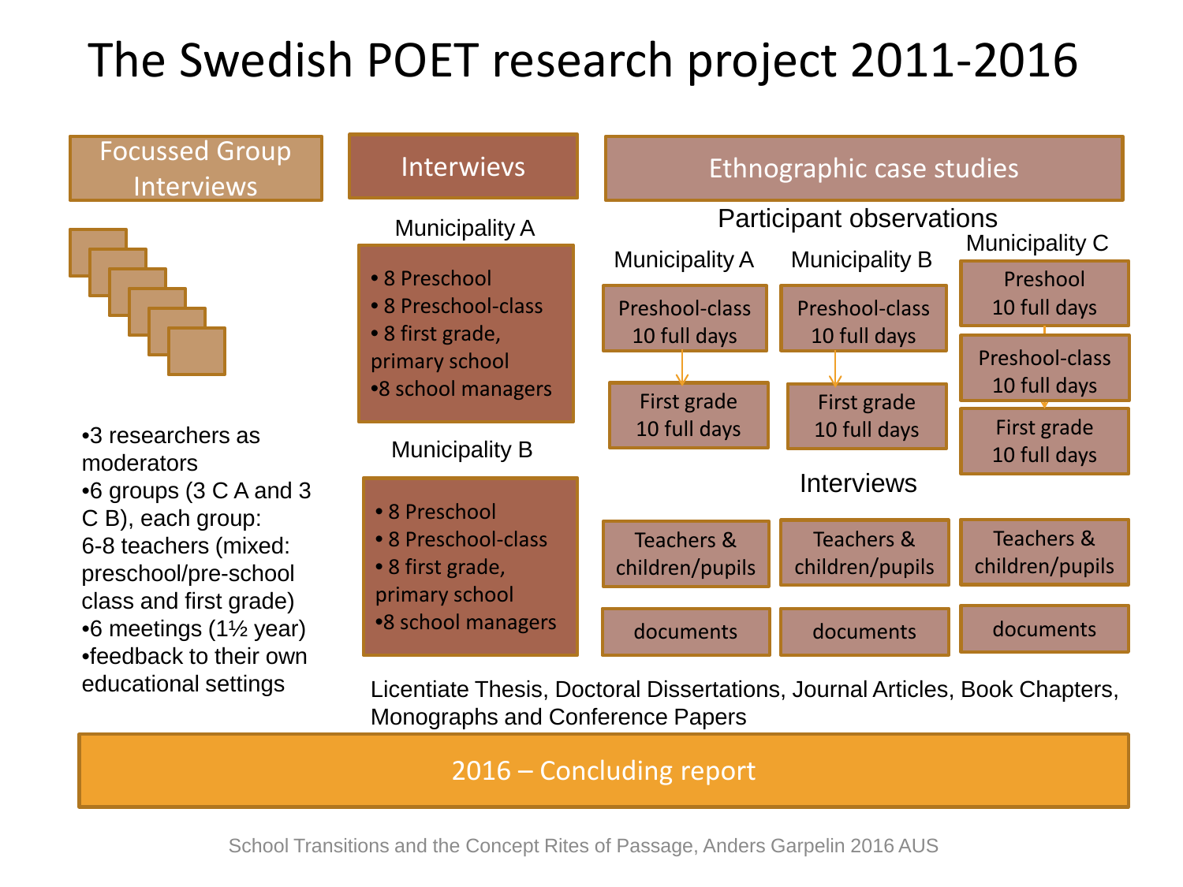# The Swedish POET research project 2011-2016

## Focussed Group Interviews

- 3 researchers as moderators
- 6 groups (3 C A and 3 C B), each group: 6-8 teachers (mixed: preschool/pre-school class and first grade)
- 6 meetings (1½ year)
- feedback to their own educational settings

## Interwievs

**Municipality A**

- 8 Preschool
- 8 Preschool-class
- 8 first grade, primary school
- 8 school managers

**Municipality B**

- 8 Preschool
- 8 Preschool-class
- 8 first grade, primary school
- 8 school managers

## Ethnographic case studies

### Participant observations

| Municipality A | Municipality B | Municipality C |
|---|---|---|
| | | Preshool 10 full days |
| Preshool-class 10 full days | Preshool-class 10 full days | Preshool-class 10 full days |
| First grade 10 full days | First grade 10 full days | First grade 10 full days |

### Interviews

| Municipality A | Municipality B | Municipality C |
|---|---|---|
| Teachers & children/pupils | Teachers & children/pupils | Teachers & children/pupils |
| documents | documents | documents |

Licentiate Thesis, Doctoral Dissertations, Journal Articles, Book Chapters, Monographs and Conference Papers

**2016 – Concluding report**

School Transitions and the Concept Rites of Passage, Anders Garpelin 2016 AUS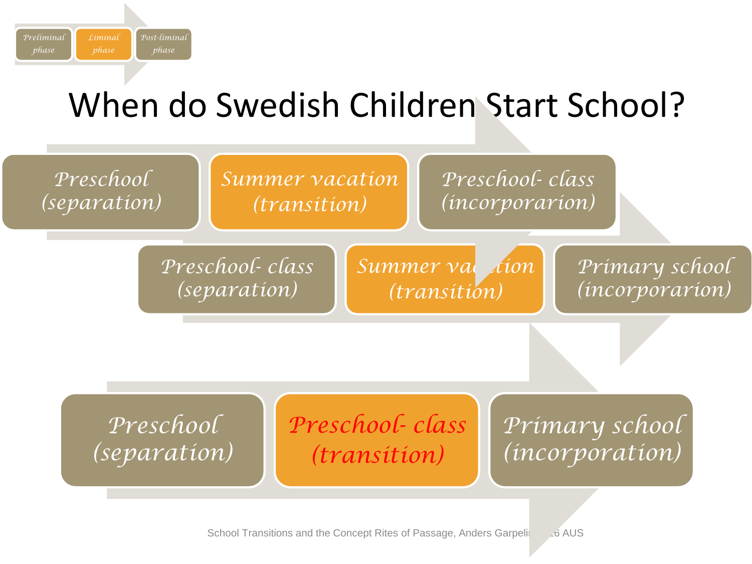Preliminal phase | Liminal phase | Post-liminal phase

# When do Swedish Children Start School?

*Preschool (separation)* → *Summer vacation (transition)* → *Preschool- class (incorporarion)*

*Preschool- class (separation)* → *Summer vacation (transition)* → *Primary school (incorporarion)*

*Preschool (separation)* → *Preschool- class (transition)* → *Primary school (incorporation)*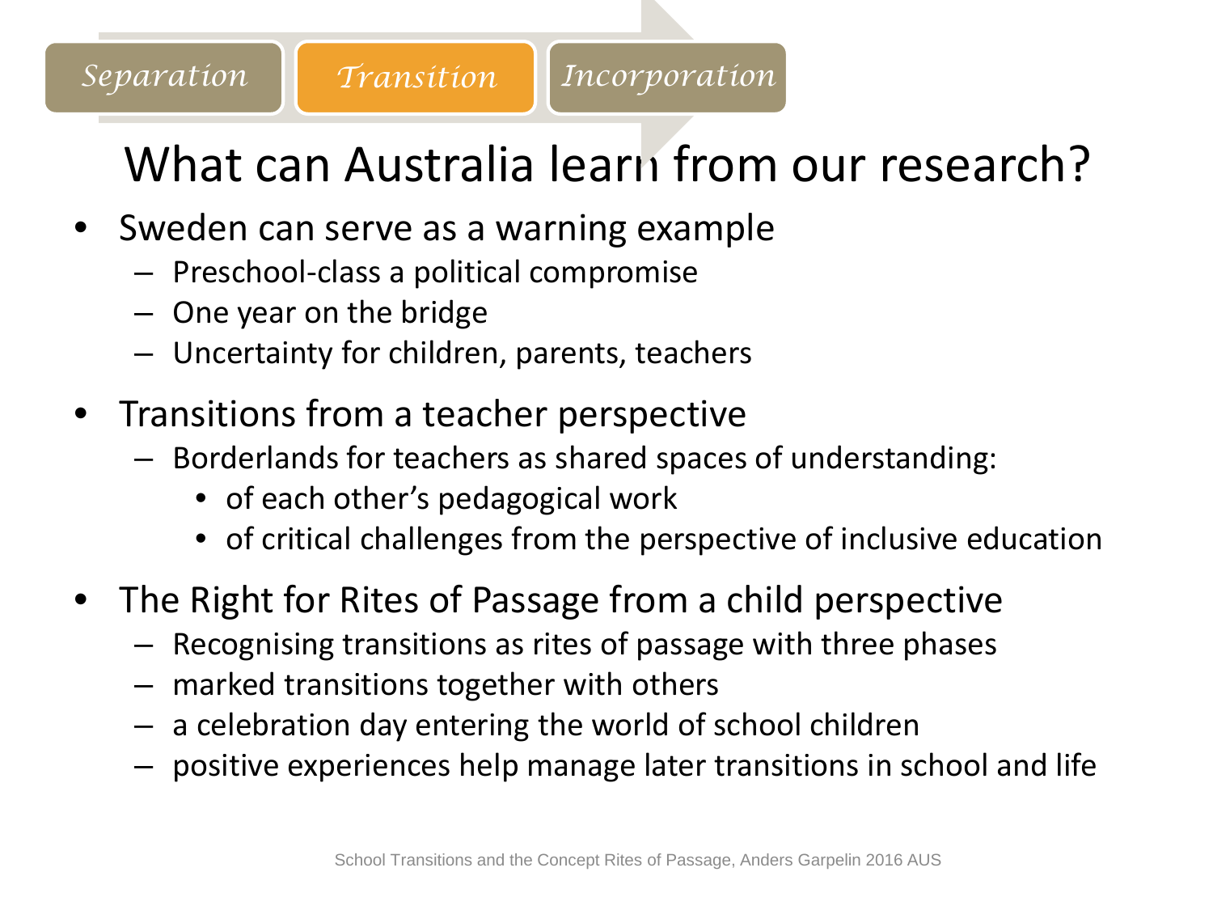Separation Transition Incorporation

# What can Australia learn from our research?

- Sweden can serve as a warning example
  - Preschool-class a political compromise
  - One year on the bridge
  - Uncertainty for children, parents, teachers
- Transitions from a teacher perspective
  - Borderlands for teachers as shared spaces of understanding:
    - of each other's pedagogical work
    - of critical challenges from the perspective of inclusive education
- The Right for Rites of Passage from a child perspective
  - Recognising transitions as rites of passage with three phases
  - marked transitions together with others
  - a celebration day entering the world of school children
  - positive experiences help manage later transitions in school and life

School Transitions and the Concept Rites of Passage, Anders Garpelin 2016 AUS